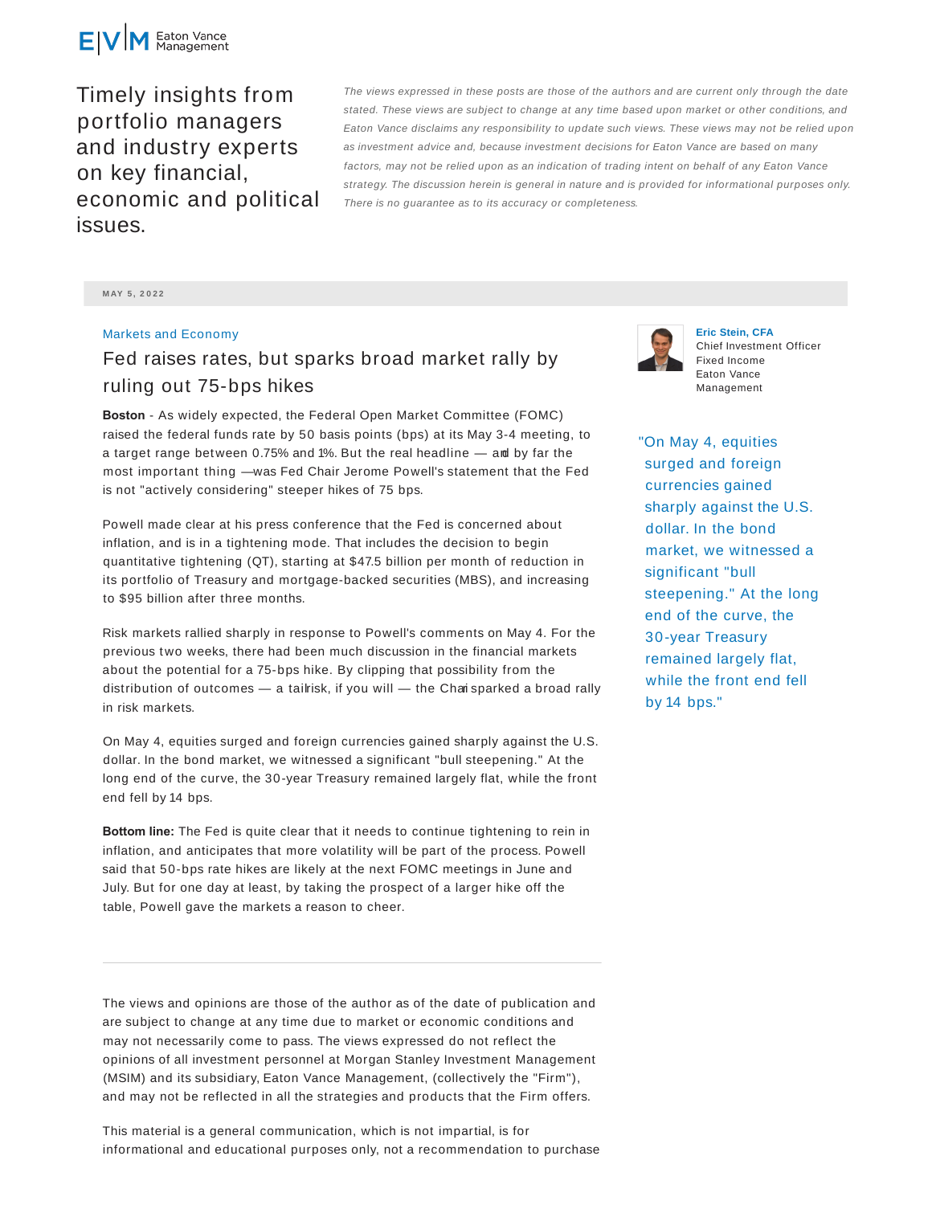Eaton Vance Management

Timely insights from portfolio managers and industry experts on key financial, economic and political issues.

*The views expressed in these posts are those of the authors and are current only through the date stated. These views are subject to change at any time based upon market or other conditions, and Eaton Vance disclaims any responsibility to update such views. These views may not be relied upon as investment advice and, because investment decisions for Eaton Vance are based on many factors, may not be relied upon as an indication of trading intent on behalf of any Eaton Vance strategy. The discussion herein is general in nature and is provided for informational purposes only. There is no guarantee as to its accuracy or completeness.*

MAY 5, 2022

Markets and Economy

## Fed raises rates, but sparks broad market rally by ruling out 75-bps hikes

**Eric Stein, CFA**
Chief Investment Officer
Fixed Income
Eaton Vance Management

**Boston** - As widely expected, the Federal Open Market Committee (FOMC) raised the federal funds rate by 50 basis points (bps) at its May 3-4 meeting, to a target range between 0.75% and 1%. But the real headline — and by far the most important thing —was Fed Chair Jerome Powell's statement that the Fed is not "actively considering" steeper hikes of 75 bps.

Powell made clear at his press conference that the Fed is concerned about inflation, and is in a tightening mode. That includes the decision to begin quantitative tightening (QT), starting at $47.5 billion per month of reduction in its portfolio of Treasury and mortgage-backed securities (MBS), and increasing to $95 billion after three months.

Risk markets rallied sharply in response to Powell's comments on May 4. For the previous two weeks, there had been much discussion in the financial markets about the potential for a 75-bps hike. By clipping that possibility from the distribution of outcomes — a tail risk, if you will — the Chair sparked a broad rally in risk markets.

On May 4, equities surged and foreign currencies gained sharply against the U.S. dollar. In the bond market, we witnessed a significant "bull steepening." At the long end of the curve, the 30-year Treasury remained largely flat, while the front end fell by 14 bps.

"On May 4, equities surged and foreign currencies gained sharply against the U.S. dollar. In the bond market, we witnessed a significant "bull steepening." At the long end of the curve, the 30-year Treasury remained largely flat, while the front end fell by 14 bps."

**Bottom line:** The Fed is quite clear that it needs to continue tightening to rein in inflation, and anticipates that more volatility will be part of the process. Powell said that 50-bps rate hikes are likely at the next FOMC meetings in June and July. But for one day at least, by taking the prospect of a larger hike off the table, Powell gave the markets a reason to cheer.

---

The views and opinions are those of the author as of the date of publication and are subject to change at any time due to market or economic conditions and may not necessarily come to pass. The views expressed do not reflect the opinions of all investment personnel at Morgan Stanley Investment Management (MSIM) and its subsidiary, Eaton Vance Management, (collectively the "Firm"), and may not be reflected in all the strategies and products that the Firm offers.

This material is a general communication, which is not impartial, is for informational and educational purposes only, not a recommendation to purchase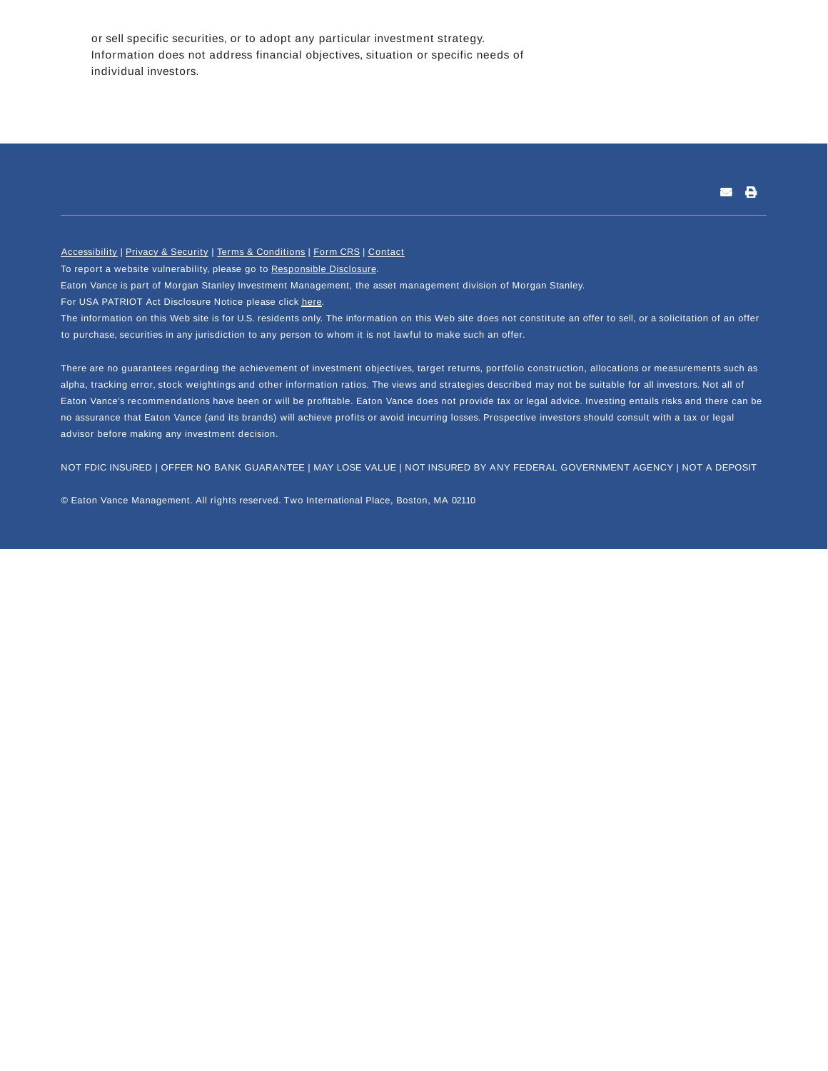or sell specific securities, or to adopt any particular investment strategy. Information does not address financial objectives, situation or specific needs of individual investors.

Accessibility | Privacy & Security | Terms & Conditions | Form CRS | Contact

To report a website vulnerability, please go to Responsible Disclosure.

Eaton Vance is part of Morgan Stanley Investment Management, the asset management division of Morgan Stanley.

For USA PATRIOT Act Disclosure Notice please click here.

The information on this Web site is for U.S. residents only. The information on this Web site does not constitute an offer to sell, or a solicitation of an offer to purchase, securities in any jurisdiction to any person to whom it is not lawful to make such an offer.

There are no guarantees regarding the achievement of investment objectives, target returns, portfolio construction, allocations or measurements such as alpha, tracking error, stock weightings and other information ratios. The views and strategies described may not be suitable for all investors. Not all of Eaton Vance's recommendations have been or will be profitable. Eaton Vance does not provide tax or legal advice. Investing entails risks and there can be no assurance that Eaton Vance (and its brands) will achieve profits or avoid incurring losses. Prospective investors should consult with a tax or legal advisor before making any investment decision.

NOT FDIC INSURED | OFFER NO BANK GUARANTEE | MAY LOSE VALUE | NOT INSURED BY ANY FEDERAL GOVERNMENT AGENCY | NOT A DEPOSIT

© Eaton Vance Management. All rights reserved. Two International Place, Boston, MA 02110